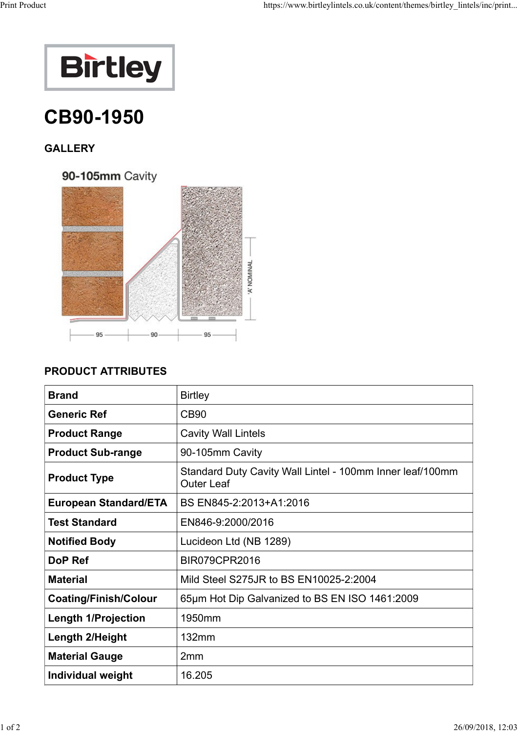# CB90-1950

## GALLERY

## PRODUCT ATTRIBUTES

| Brand | Birtley |
|---|---|
| Generic Ref | CB90 |
| Product Range | Cavity Wall Lintels |
| Product Sub-range | 90-105mm Cavity |
| Product Type | Standard Duty Cavity Wall Lintel - 100mm Inner leaf/100mm Outer Leaf |
| European Standard/ETA | BS EN845-2:2013+A1:2016 |
| Test Standard | EN846-9:2000/2016 |
| Notified Body | Lucideon Ltd (NB 1289) |
| DoP Ref | BIR079CPR2016 |
| Material | Mild Steel S275JR to BS EN10025-2:2004 |
| Coating/Finish/Colour | 65μm Hot Dip Galvanized to BS EN ISO 1461:2009 |
| Length 1/Projection | 1950mm |
| Length 2/Height | 132mm |
| Material Gauge | 2mm |
| Individual weight | 16.205 |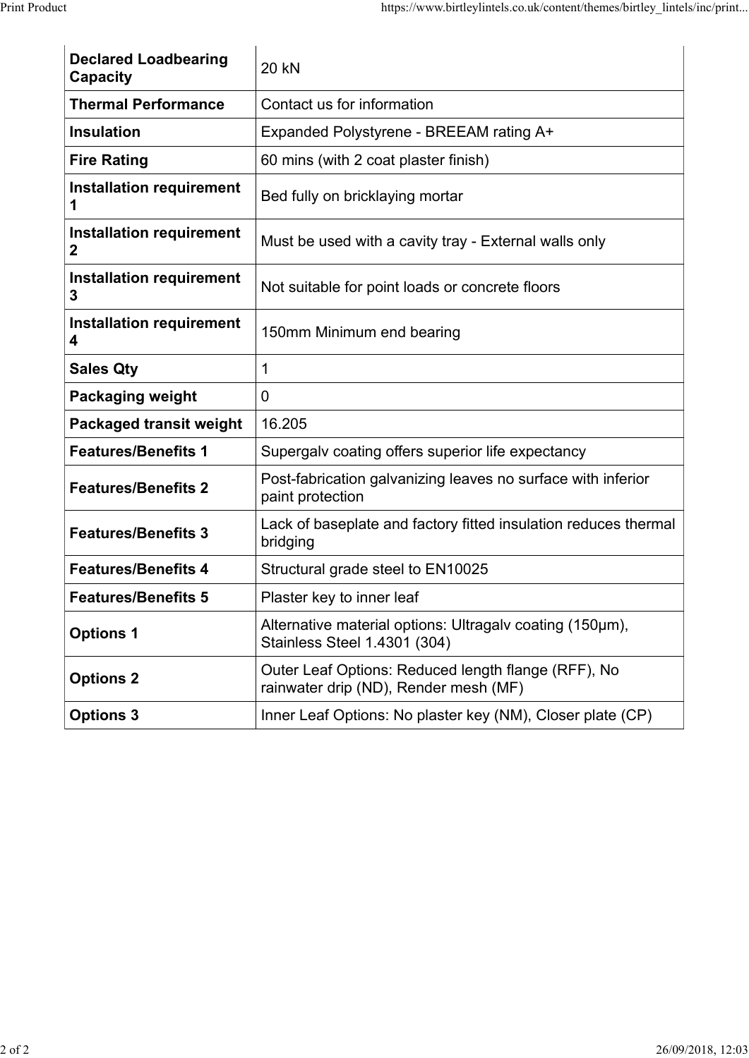| | |
|---|---|
| **Declared Loadbearing Capacity** | 20 kN |
| **Thermal Performance** | Contact us for information |
| **Insulation** | Expanded Polystyrene - BREEAM rating A+ |
| **Fire Rating** | 60 mins (with 2 coat plaster finish) |
| **Installation requirement 1** | Bed fully on bricklaying mortar |
| **Installation requirement 2** | Must be used with a cavity tray - External walls only |
| **Installation requirement 3** | Not suitable for point loads or concrete floors |
| **Installation requirement 4** | 150mm Minimum end bearing |
| **Sales Qty** | 1 |
| **Packaging weight** | 0 |
| **Packaged transit weight** | 16.205 |
| **Features/Benefits 1** | Supergalv coating offers superior life expectancy |
| **Features/Benefits 2** | Post-fabrication galvanizing leaves no surface with inferior paint protection |
| **Features/Benefits 3** | Lack of baseplate and factory fitted insulation reduces thermal bridging |
| **Features/Benefits 4** | Structural grade steel to EN10025 |
| **Features/Benefits 5** | Plaster key to inner leaf |
| **Options 1** | Alternative material options: Ultragalv coating (150μm), Stainless Steel 1.4301 (304) |
| **Options 2** | Outer Leaf Options: Reduced length flange (RFF), No rainwater drip (ND), Render mesh (MF) |
| **Options 3** | Inner Leaf Options: No plaster key (NM), Closer plate (CP) |